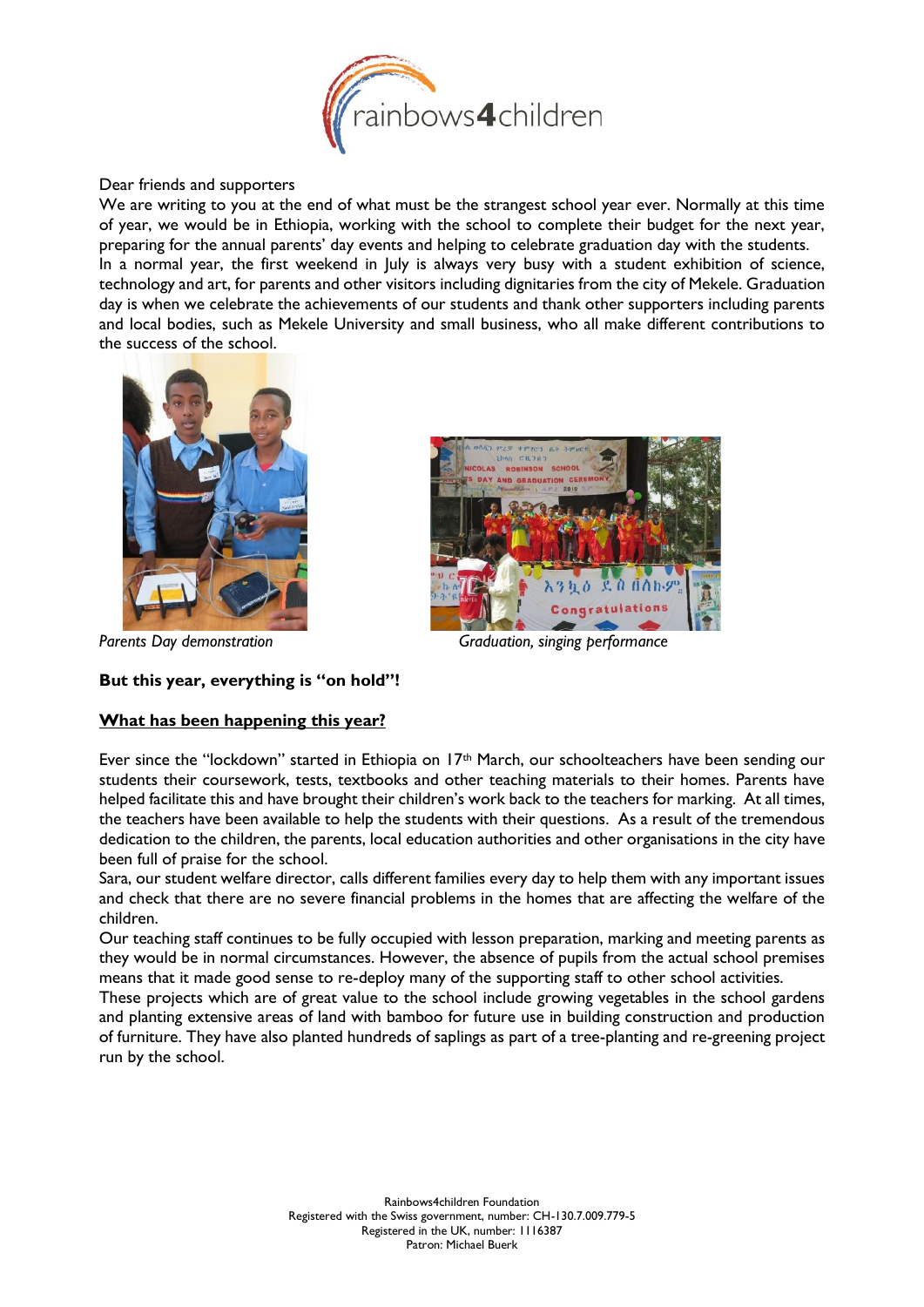Dear friends and supporters

We are writing to you at the end of what must be the strangest school year ever. Normally at this time of year, we would be in Ethiopia, working with the school to complete their budget for the next year, preparing for the annual parents' day events and helping to celebrate graduation day with the students.

In a normal year, the first weekend in July is always very busy with a student exhibition of science, technology and art, for parents and other visitors including dignitaries from the city of Mekele. Graduation day is when we celebrate the achievements of our students and thank other supporters including parents and local bodies, such as Mekele University and small business, who all make different contributions to the success of the school.

*Parents Day demonstration*

*Graduation, singing performance*

**But this year, everything is "on hold"!**

## What has been happening this year?

Ever since the "lockdown" started in Ethiopia on 17th March, our schoolteachers have been sending our students their coursework, tests, textbooks and other teaching materials to their homes. Parents have helped facilitate this and have brought their children's work back to the teachers for marking. At all times, the teachers have been available to help the students with their questions. As a result of the tremendous dedication to the children, the parents, local education authorities and other organisations in the city have been full of praise for the school.

Sara, our student welfare director, calls different families every day to help them with any important issues and check that there are no severe financial problems in the homes that are affecting the welfare of the children.

Our teaching staff continues to be fully occupied with lesson preparation, marking and meeting parents as they would be in normal circumstances. However, the absence of pupils from the actual school premises means that it made good sense to re-deploy many of the supporting staff to other school activities.

These projects which are of great value to the school include growing vegetables in the school gardens and planting extensive areas of land with bamboo for future use in building construction and production of furniture. They have also planted hundreds of saplings as part of a tree-planting and re-greening project run by the school.

Rainbows4children Foundation
Registered with the Swiss government, number: CH-130.7.009.779-5
Registered in the UK, number: 1116387
Patron: Michael Buerk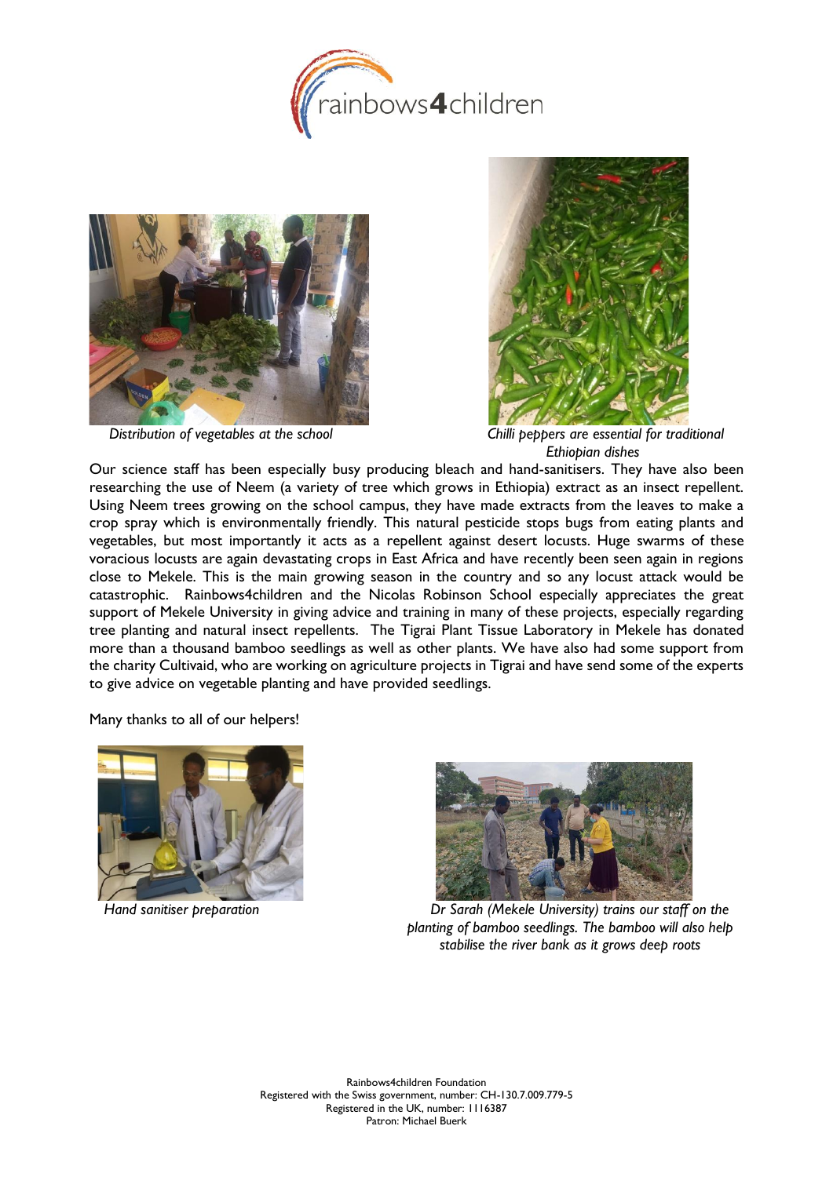*Distribution of vegetables at the school*

*Chilli peppers are essential for traditional Ethiopian dishes*

Our science staff has been especially busy producing bleach and hand-sanitisers. They have also been researching the use of Neem (a variety of tree which grows in Ethiopia) extract as an insect repellent. Using Neem trees growing on the school campus, they have made extracts from the leaves to make a crop spray which is environmentally friendly. This natural pesticide stops bugs from eating plants and vegetables, but most importantly it acts as a repellent against desert locusts. Huge swarms of these voracious locusts are again devastating crops in East Africa and have recently been seen again in regions close to Mekele. This is the main growing season in the country and so any locust attack would be catastrophic. Rainbows4children and the Nicolas Robinson School especially appreciates the great support of Mekele University in giving advice and training in many of these projects, especially regarding tree planting and natural insect repellents. The Tigrai Plant Tissue Laboratory in Mekele has donated more than a thousand bamboo seedlings as well as other plants. We have also had some support from the charity Cultivaid, who are working on agriculture projects in Tigrai and have send some of the experts to give advice on vegetable planting and have provided seedlings.

Many thanks to all of our helpers!

*Hand sanitiser preparation*

*Dr Sarah (Mekele University) trains our staff on the planting of bamboo seedlings. The bamboo will also help stabilise the river bank as it grows deep roots*

Rainbows4children Foundation
Registered with the Swiss government, number: CH-130.7.009.779-5
Registered in the UK, number: 1116387
Patron: Michael Buerk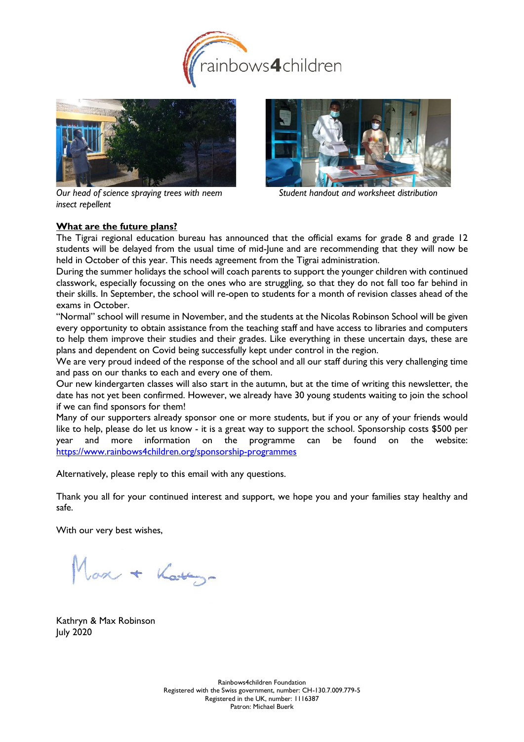Our head of science spraying trees with neem insect repellent

Student handout and worksheet distribution

**What are the future plans?**

The Tigrai regional education bureau has announced that the official exams for grade 8 and grade 12 students will be delayed from the usual time of mid-June and are recommending that they will now be held in October of this year. This needs agreement from the Tigrai administration.

During the summer holidays the school will coach parents to support the younger children with continued classwork, especially focussing on the ones who are struggling, so that they do not fall too far behind in their skills. In September, the school will re-open to students for a month of revision classes ahead of the exams in October.

"Normal" school will resume in November, and the students at the Nicolas Robinson School will be given every opportunity to obtain assistance from the teaching staff and have access to libraries and computers to help them improve their studies and their grades. Like everything in these uncertain days, these are plans and dependent on Covid being successfully kept under control in the region.

We are very proud indeed of the response of the school and all our staff during this very challenging time and pass on our thanks to each and every one of them.

Our new kindergarten classes will also start in the autumn, but at the time of writing this newsletter, the date has not yet been confirmed. However, we already have 30 young students waiting to join the school if we can find sponsors for them!

Many of our supporters already sponsor one or more students, but if you or any of your friends would like to help, please do let us know - it is a great way to support the school. Sponsorship costs $500 per year and more information on the programme can be found on the website: https://www.rainbows4children.org/sponsorship-programmes

Alternatively, please reply to this email with any questions.

Thank you all for your continued interest and support, we hope you and your families stay healthy and safe.

With our very best wishes,

Max + Kathryn

Kathryn & Max Robinson
July 2020

Rainbows4children Foundation
Registered with the Swiss government, number: CH-130.7.009.779-5
Registered in the UK, number: 1116387
Patron: Michael Buerk